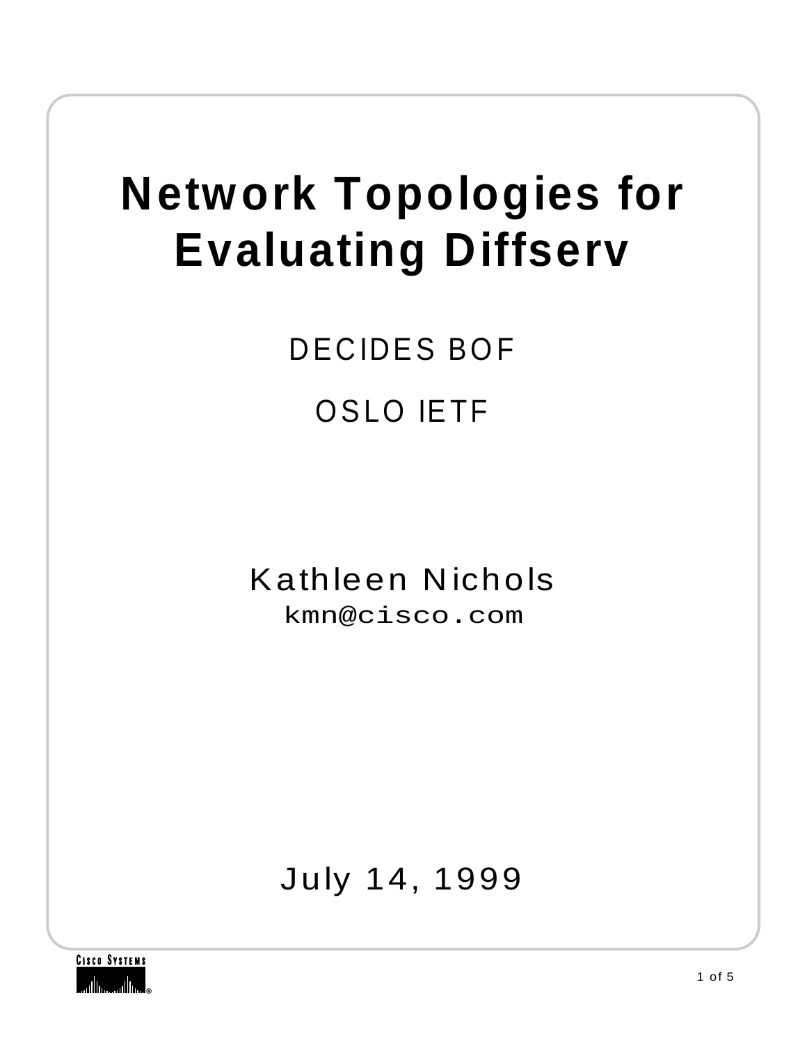# Network Topologies for Evaluating Diffserv

DECIDES BOF

OSLO IETF

Kathleen Nichols

kmn@cisco.com

July 14, 1999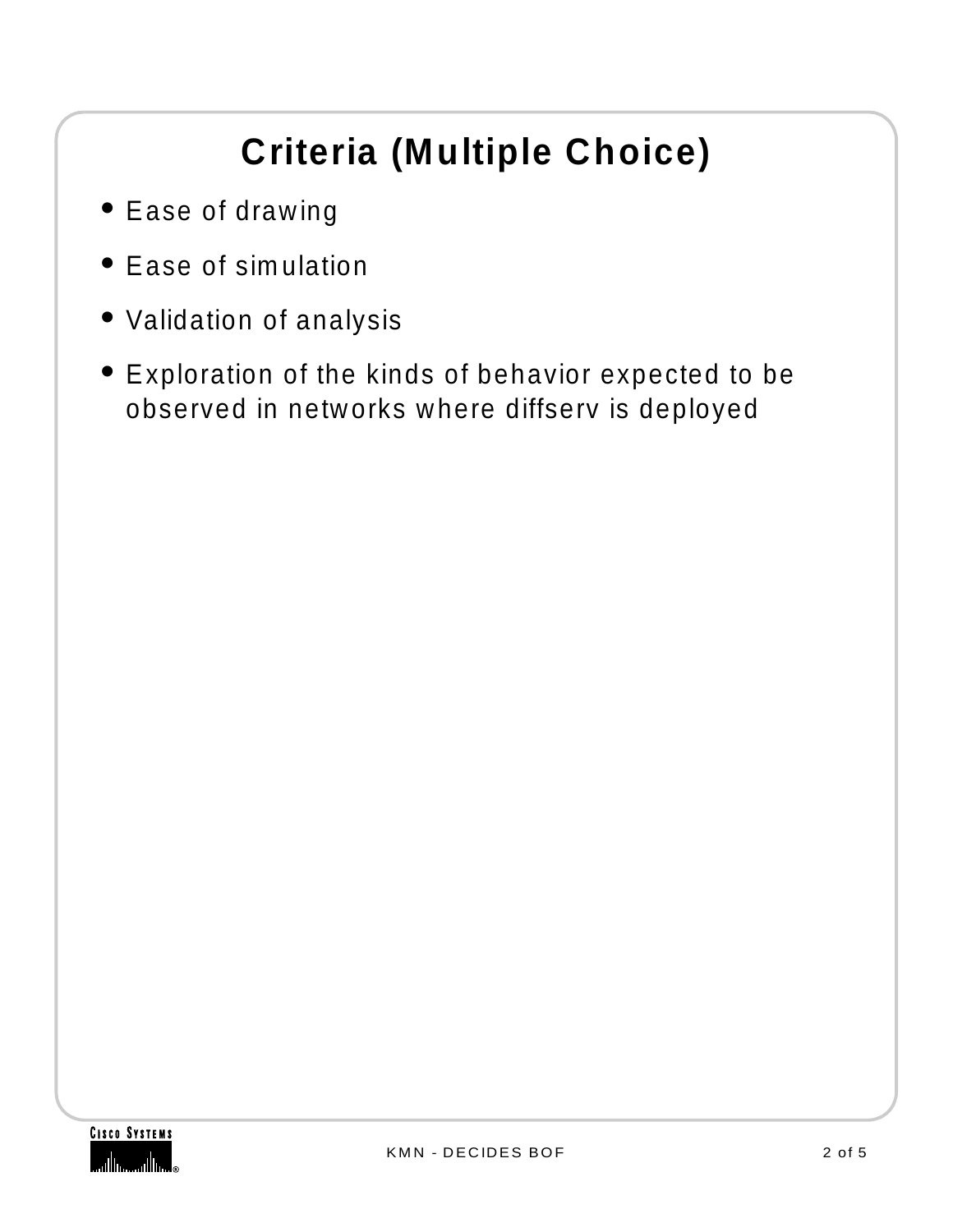# Criteria (Multiple Choice)

- Ease of drawing
- Ease of simulation
- Validation of analysis
- Exploration of the kinds of behavior expected to be observed in networks where diffserv is deployed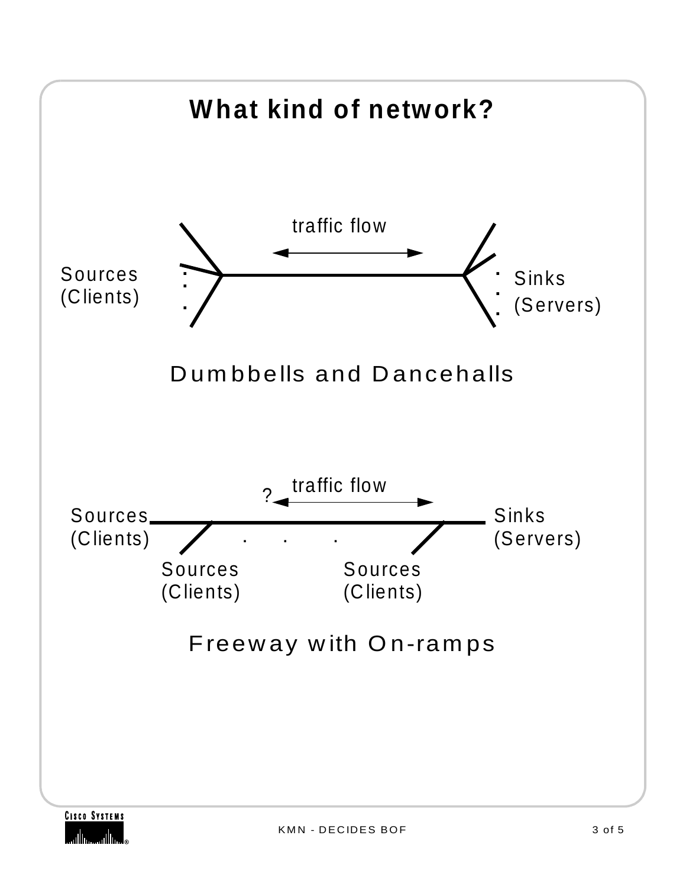# What kind of network?

traffic flow

Sources
(Clients)

Sinks
(Servers)

Dumbbells and Dancehalls

?

traffic flow

Sources
(Clients)

Sinks
(Servers)

Sources
(Clients)

Sources
(Clients)

Freeway with On-ramps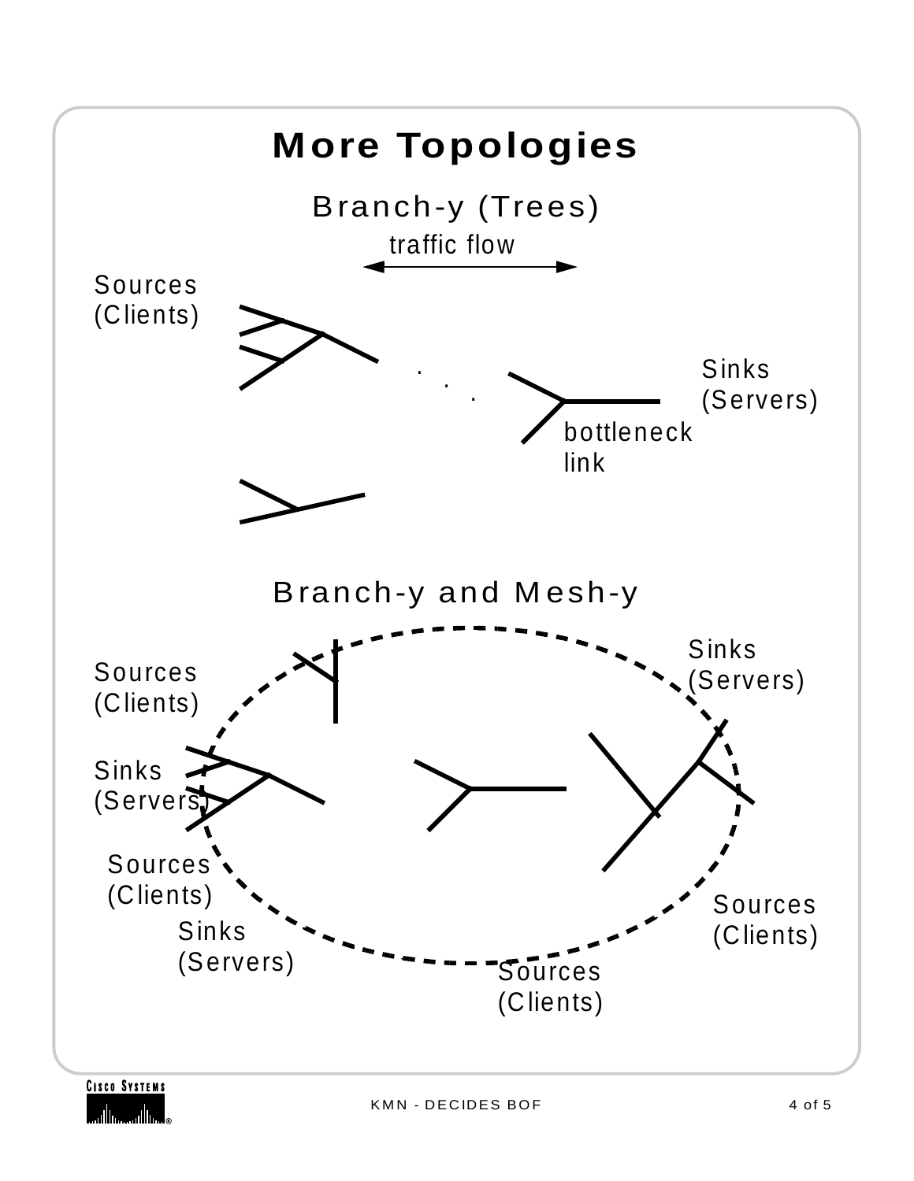# More Topologies

## Branch-y (Trees)

traffic flow

Sources
(Clients)

Sinks
(Servers)

bottleneck
link

## Branch-y and Mesh-y

Sources
(Clients)

Sinks
(Servers)

Sinks
(Servers)

Sources
(Clients)

Sinks
(Servers)

Sources
(Clients)

Sources
(Clients)

KMN - DECIDES BOF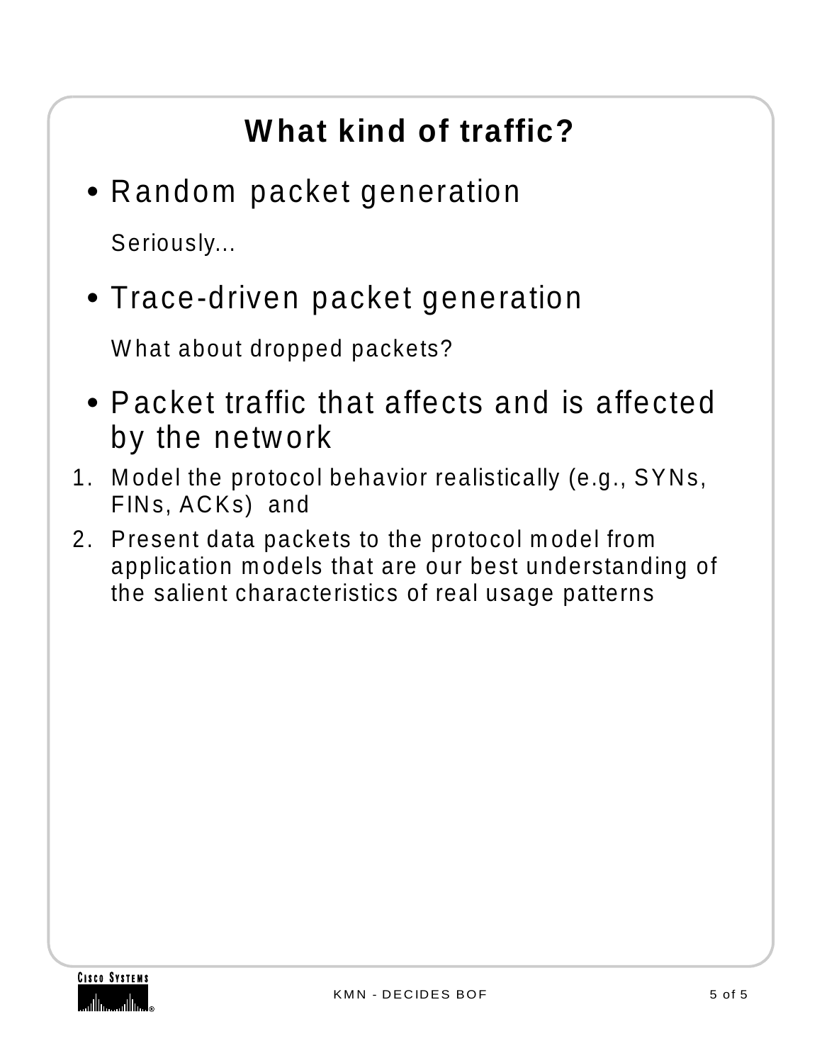# What kind of traffic?

- Random packet generation

  Seriously...

- Trace-driven packet generation

  What about dropped packets?

- Packet traffic that affects and is affected by the network

1. Model the protocol behavior realistically (e.g., SYNs, FINs, ACKs) and
2. Present data packets to the protocol model from application models that are our best understanding of the salient characteristics of real usage patterns